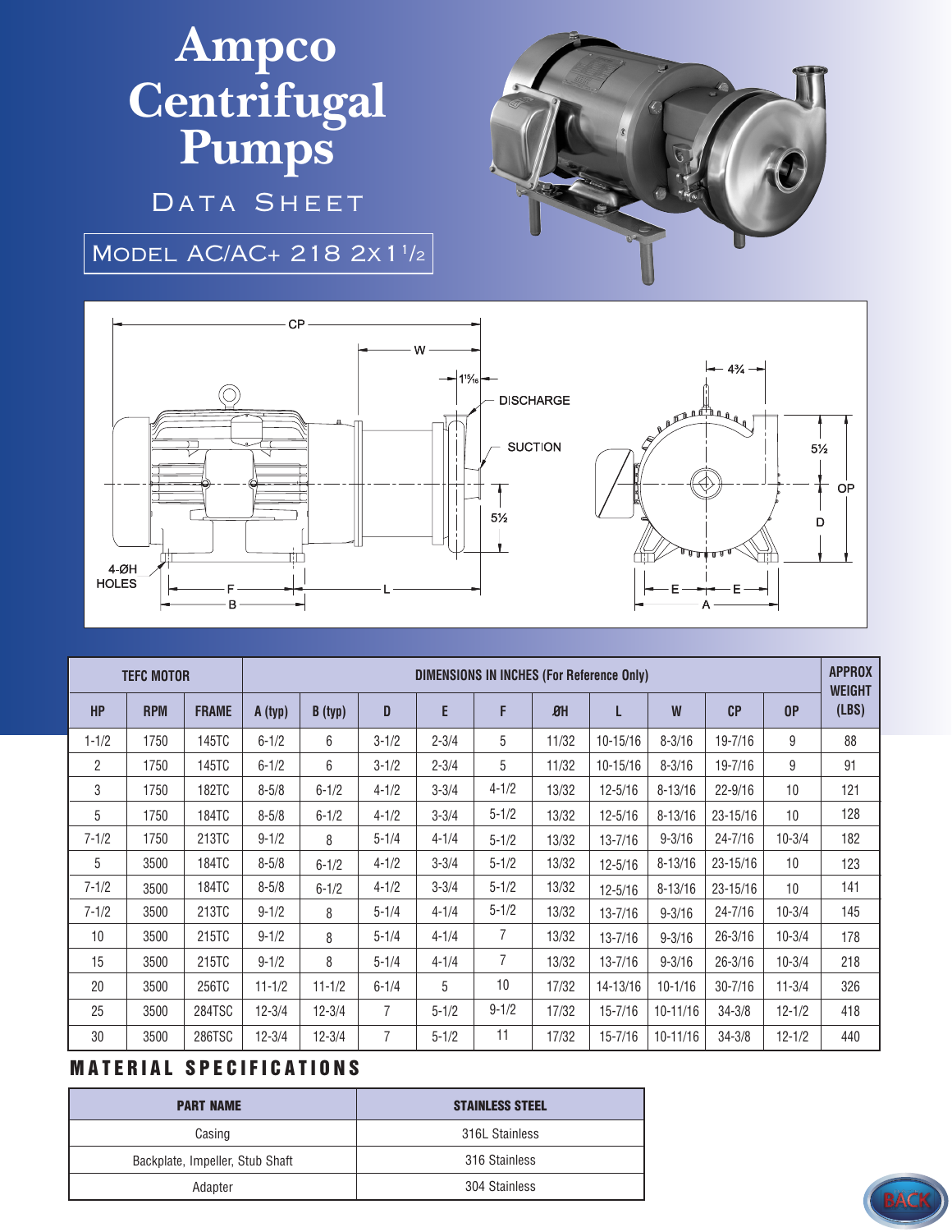# Ampco Centrifugal Pumps

## Data Sheet

### Model AC/AC+ 218 2x1 1/2

CP

W

1 15/16

DISCHARGE

SUCTION

5½

4¾

5½

OP

D

4-ØH HOLES

F

B

L

E

E

A

| TEFC MOTOR | | | DIMENSIONS IN INCHES (For Reference Only) | | | | | | | | | | APPROX WEIGHT (LBS) |
|---|---|---|---|---|---|---|---|---|---|---|---|---|---|
| HP | RPM | FRAME | A (typ) | B (typ) | D | E | F | ØH | L | W | CP | OP | |
| 1-1/2 | 1750 | 145TC | 6-1/2 | 6 | 3-1/2 | 2-3/4 | 5 | 11/32 | 10-15/16 | 8-3/16 | 19-7/16 | 9 | 88 |
| 2 | 1750 | 145TC | 6-1/2 | 6 | 3-1/2 | 2-3/4 | 5 | 11/32 | 10-15/16 | 8-3/16 | 19-7/16 | 9 | 91 |
| 3 | 1750 | 182TC | 8-5/8 | 6-1/2 | 4-1/2 | 3-3/4 | 4-1/2 | 13/32 | 12-5/16 | 8-13/16 | 22-9/16 | 10 | 121 |
| 5 | 1750 | 184TC | 8-5/8 | 6-1/2 | 4-1/2 | 3-3/4 | 5-1/2 | 13/32 | 12-5/16 | 8-13/16 | 23-15/16 | 10 | 128 |
| 7-1/2 | 1750 | 213TC | 9-1/2 | 8 | 5-1/4 | 4-1/4 | 5-1/2 | 13/32 | 13-7/16 | 9-3/16 | 24-7/16 | 10-3/4 | 182 |
| 5 | 3500 | 184TC | 8-5/8 | 6-1/2 | 4-1/2 | 3-3/4 | 5-1/2 | 13/32 | 12-5/16 | 8-13/16 | 23-15/16 | 10 | 123 |
| 7-1/2 | 3500 | 184TC | 8-5/8 | 6-1/2 | 4-1/2 | 3-3/4 | 5-1/2 | 13/32 | 12-5/16 | 8-13/16 | 23-15/16 | 10 | 141 |
| 7-1/2 | 3500 | 213TC | 9-1/2 | 8 | 5-1/4 | 4-1/4 | 5-1/2 | 13/32 | 13-7/16 | 9-3/16 | 24-7/16 | 10-3/4 | 145 |
| 10 | 3500 | 215TC | 9-1/2 | 8 | 5-1/4 | 4-1/4 | 7 | 13/32 | 13-7/16 | 9-3/16 | 26-3/16 | 10-3/4 | 178 |
| 15 | 3500 | 215TC | 9-1/2 | 8 | 5-1/4 | 4-1/4 | 7 | 13/32 | 13-7/16 | 9-3/16 | 26-3/16 | 10-3/4 | 218 |
| 20 | 3500 | 256TC | 11-1/2 | 11-1/2 | 6-1/4 | 5 | 10 | 17/32 | 14-13/16 | 10-1/16 | 30-7/16 | 11-3/4 | 326 |
| 25 | 3500 | 284TSC | 12-3/4 | 12-3/4 | 7 | 5-1/2 | 9-1/2 | 17/32 | 15-7/16 | 10-11/16 | 34-3/8 | 12-1/2 | 418 |
| 30 | 3500 | 286TSC | 12-3/4 | 12-3/4 | 7 | 5-1/2 | 11 | 17/32 | 15-7/16 | 10-11/16 | 34-3/8 | 12-1/2 | 440 |

## MATERIAL SPECIFICATIONS

| PART NAME | STAINLESS STEEL |
|---|---|
| Casing | 316L Stainless |
| Backplate, Impeller, Stub Shaft | 316 Stainless |
| Adapter | 304 Stainless |

BACK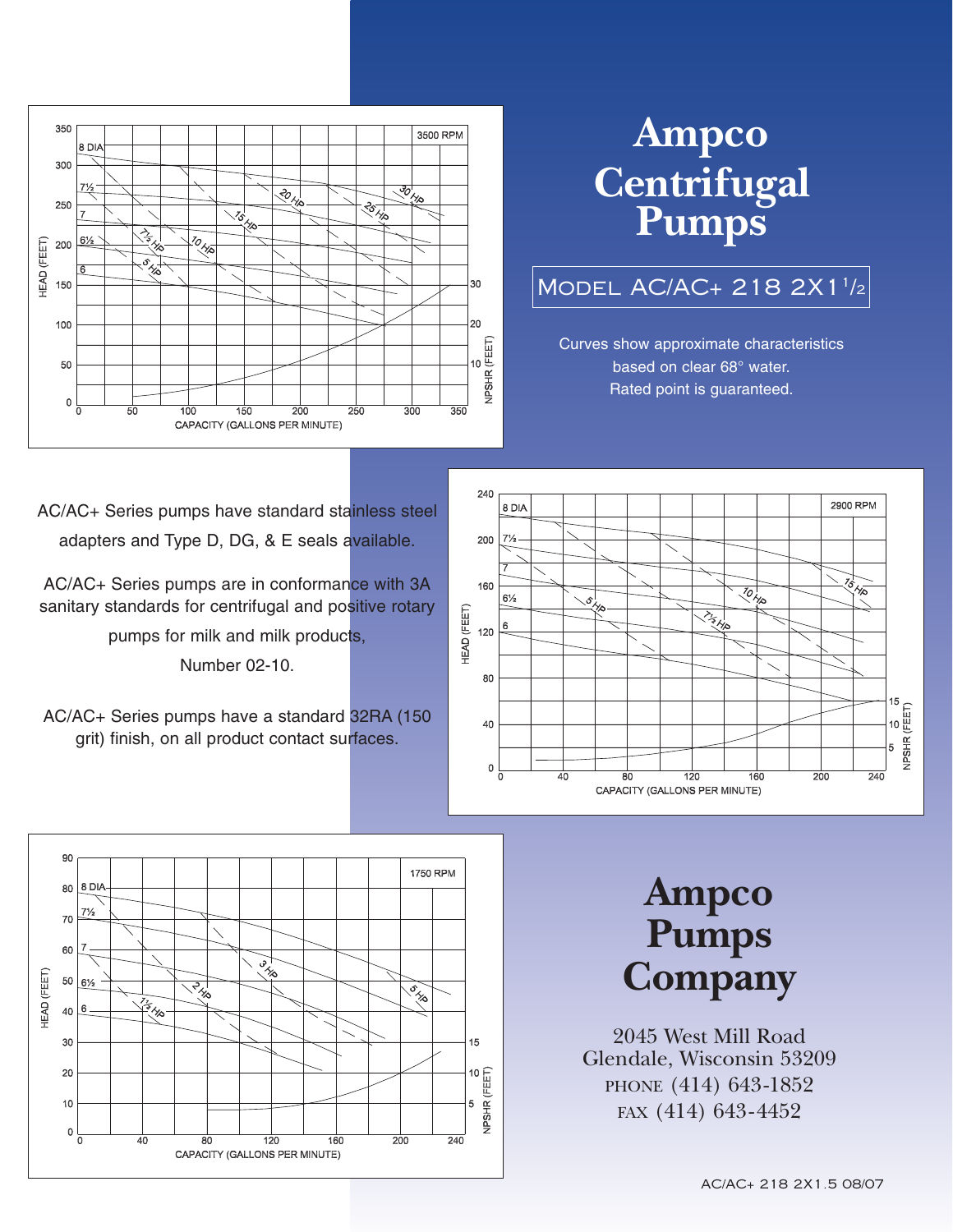350
300
250
200
150
100
50
0

HEAD (FEET)

3500 RPM

8 DIA
7½
7
6½
6

20 HP
30 HP
25 HP
15 HP
7½ HP
10 HP
5 HP

30
20
10
NPSHR (FEET)

0 50 100 150 200 250 300 350

CAPACITY (GALLONS PER MINUTE)

# Ampco Centrifugal Pumps

## Model AC/AC+ 218 2X1$^{1}/_{2}$

Curves show approximate characteristics based on clear 68° water. Rated point is guaranteed.

AC/AC+ Series pumps have standard stainless steel adapters and Type D, DG, & E seals available.

AC/AC+ Series pumps are in conformance with 3A sanitary standards for centrifugal and positive rotary pumps for milk and milk products, Number 02-10.

AC/AC+ Series pumps have a standard 32RA (150 grit) finish, on all product contact surfaces.

240
200
160
120
80
40
0

HEAD (FEET)

2900 RPM

8 DIA
7½
7
6½
6

15 HP
10 HP
5 HP
7½ HP

15
10
5
NPSHR (FEET)

0 40 80 120 160 200 240

CAPACITY (GALLONS PER MINUTE)

90
80
70
60
50
40
30
20
10
0

HEAD (FEET)

1750 RPM

8 DIA
7½
7
6½
6

3 HP
2 HP
5 HP
1½ HP

15
10
5
NPSHR (FEET)

0 40 80 120 160 200 240

CAPACITY (GALLONS PER MINUTE)

# Ampco Pumps Company

2045 West Mill Road
Glendale, Wisconsin 53209
PHONE (414) 643-1852
FAX (414) 643-4452

AC/AC+ 218 2X1.5 08/07